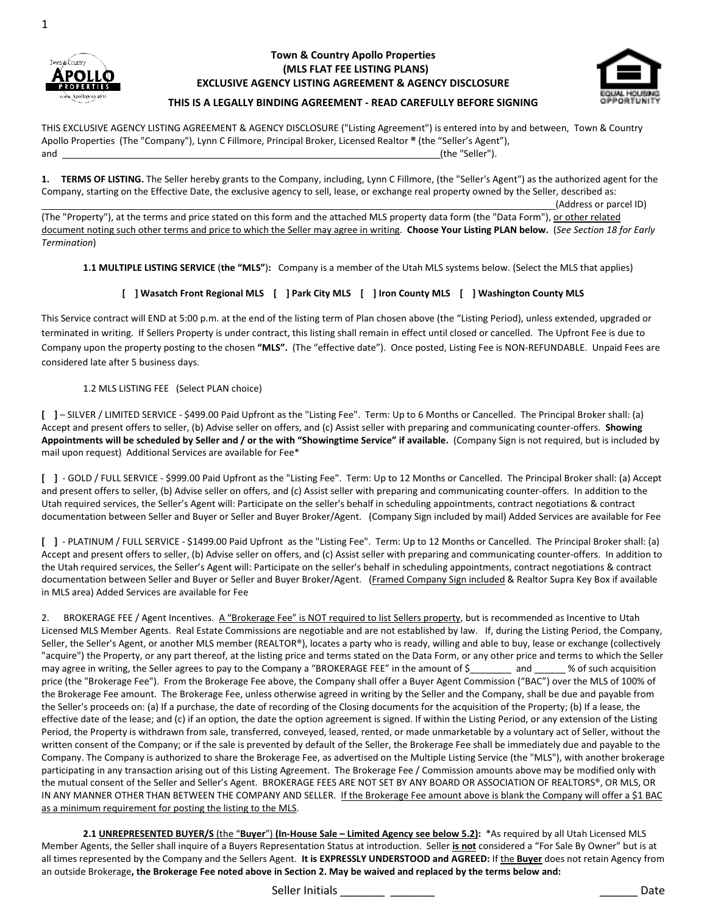# Town & Country Apollo Properties
## (MLS FLAT FEE LISTING PLANS)
## EXCLUSIVE AGENCY LISTING AGREEMENT & AGENCY DISCLOSURE

**THIS IS A LEGALLY BINDING AGREEMENT - READ CAREFULLY BEFORE SIGNING**

THIS EXCLUSIVE AGENCY LISTING AGREEMENT & AGENCY DISCLOSURE ("Listing Agreement") is entered into by and between, Town & Country Apollo Properties (The "Company"), Lynn C Fillmore, Principal Broker, Licensed Realtor ® (the "Seller's Agent"), and ______________________________________________________________________________(the "Seller").

**1. TERMS OF LISTING.** The Seller hereby grants to the Company, including, Lynn C Fillmore, (the "Seller's Agent") as the authorized agent for the Company, starting on the Effective Date, the exclusive agency to sell, lease, or exchange real property owned by the Seller, described as: ______________________________________________________________________________(Address or parcel ID) (The "Property"), at the terms and price stated on this form and the attached MLS property data form (the "Data Form"), <u>or other related document noting such other terms and price to which the Seller may agree in writing</u>. **Choose Your Listing PLAN below.** (*See Section 18 for Early Termination*)

**1.1 MULTIPLE LISTING SERVICE (the "MLS"):** Company is a member of the Utah MLS systems below. (Select the MLS that applies)

**[ ] Wasatch Front Regional MLS [ ] Park City MLS [ ] Iron County MLS [ ] Washington County MLS**

This Service contract will END at 5:00 p.m. at the end of the listing term of Plan chosen above (the "Listing Period), unless extended, upgraded or terminated in writing. If Sellers Property is under contract, this listing shall remain in effect until closed or cancelled. The Upfront Fee is due to Company upon the property posting to the chosen **"MLS".** (The "effective date"). Once posted, Listing Fee is NON-REFUNDABLE. Unpaid Fees are considered late after 5 business days.

1.2 MLS LISTING FEE (Select PLAN choice)

**[ ]** – SILVER / LIMITED SERVICE - $499.00 Paid Upfront as the "Listing Fee". Term: Up to 6 Months or Cancelled. The Principal Broker shall: (a) Accept and present offers to seller, (b) Advise seller on offers, and (c) Assist seller with preparing and communicating counter-offers. **Showing Appointments will be scheduled by Seller and / or the with "Showingtime Service" if available.** (Company Sign is not required, but is included by mail upon request) Additional Services are available for Fee*

**[ ]** - GOLD / FULL SERVICE - $999.00 Paid Upfront as the "Listing Fee". Term: Up to 12 Months or Cancelled. The Principal Broker shall: (a) Accept and present offers to seller, (b) Advise seller on offers, and (c) Assist seller with preparing and communicating counter-offers. In addition to the Utah required services, the Seller's Agent will: Participate on the seller's behalf in scheduling appointments, contract negotiations & contract documentation between Seller and Buyer or Seller and Buyer Broker/Agent. (Company Sign included by mail) Added Services are available for Fee

**[ ]** - PLATINUM / FULL SERVICE - $1499.00 Paid Upfront as the "Listing Fee". Term: Up to 12 Months or Cancelled. The Principal Broker shall: (a) Accept and present offers to seller, (b) Advise seller on offers, and (c) Assist seller with preparing and communicating counter-offers. In addition to the Utah required services, the Seller's Agent will: Participate on the seller's behalf in scheduling appointments, contract negotiations & contract documentation between Seller and Buyer or Seller and Buyer Broker/Agent. (<u>Framed Company Sign included</u> & Realtor Supra Key Box if available in MLS area) Added Services are available for Fee

2. BROKERAGE FEE / Agent Incentives. <u>A "Brokerage Fee" is NOT required to list Sellers property</u>, but is recommended as Incentive to Utah Licensed MLS Member Agents. Real Estate Commissions are negotiable and are not established by law. If, during the Listing Period, the Company, Seller, the Seller's Agent, or another MLS member (REALTOR®), locates a party who is ready, willing and able to buy, lease or exchange (collectively "acquire") the Property, or any part thereof, at the listing price and terms stated on the Data Form, or any other price and terms to which the Seller may agree in writing, the Seller agrees to pay to the Company a "BROKERAGE FEE" in the amount of $________ and ______ % of such acquisition price (the "Brokerage Fee"). From the Brokerage Fee above, the Company shall offer a Buyer Agent Commission ("BAC") over the MLS of 100% of the Brokerage Fee amount. The Brokerage Fee, unless otherwise agreed in writing by the Seller and the Company, shall be due and payable from the Seller's proceeds on: (a) If a purchase, the date of recording of the Closing documents for the acquisition of the Property; (b) If a lease, the effective date of the lease; and (c) if an option, the date the option agreement is signed. If within the Listing Period, or any extension of the Listing Period, the Property is withdrawn from sale, transferred, conveyed, leased, rented, or made unmarketable by a voluntary act of Seller, without the written consent of the Company; or if the sale is prevented by default of the Seller, the Brokerage Fee shall be immediately due and payable to the Company. The Company is authorized to share the Brokerage Fee, as advertised on the Multiple Listing Service (the "MLS"), with another brokerage participating in any transaction arising out of this Listing Agreement. The Brokerage Fee / Commission amounts above may be modified only with the mutual consent of the Seller and Seller's Agent. BROKERAGE FEES ARE NOT SET BY ANY BOARD OR ASSOCIATION OF REALTORS®, OR MLS, OR IN ANY MANNER OTHER THAN BETWEEN THE COMPANY AND SELLER. <u>If the Brokerage Fee amount above is blank the Company will offer a $1 BAC as a minimum requirement for posting the listing to the MLS</u>.

**2.1 <u>UNREPRESENTED BUYER/S</u> (the "<u>Buyer</u>") (In-House Sale – Limited Agency see below 5.2):** *As required by all Utah Licensed MLS Member Agents, the Seller shall inquire of a Buyers Representation Status at introduction. Seller **<u>is not</u>** considered a "For Sale By Owner" but is at all times represented by the Company and the Sellers Agent. **It is EXPRESSLY UNDERSTOOD and AGREED:** If <u>the **Buyer**</u> does not retain Agency from an outside Brokerage**, the Brokerage Fee noted above in Section 2. May be waived and replaced by the terms below and:**

Seller Initials _______ _______ ______ Date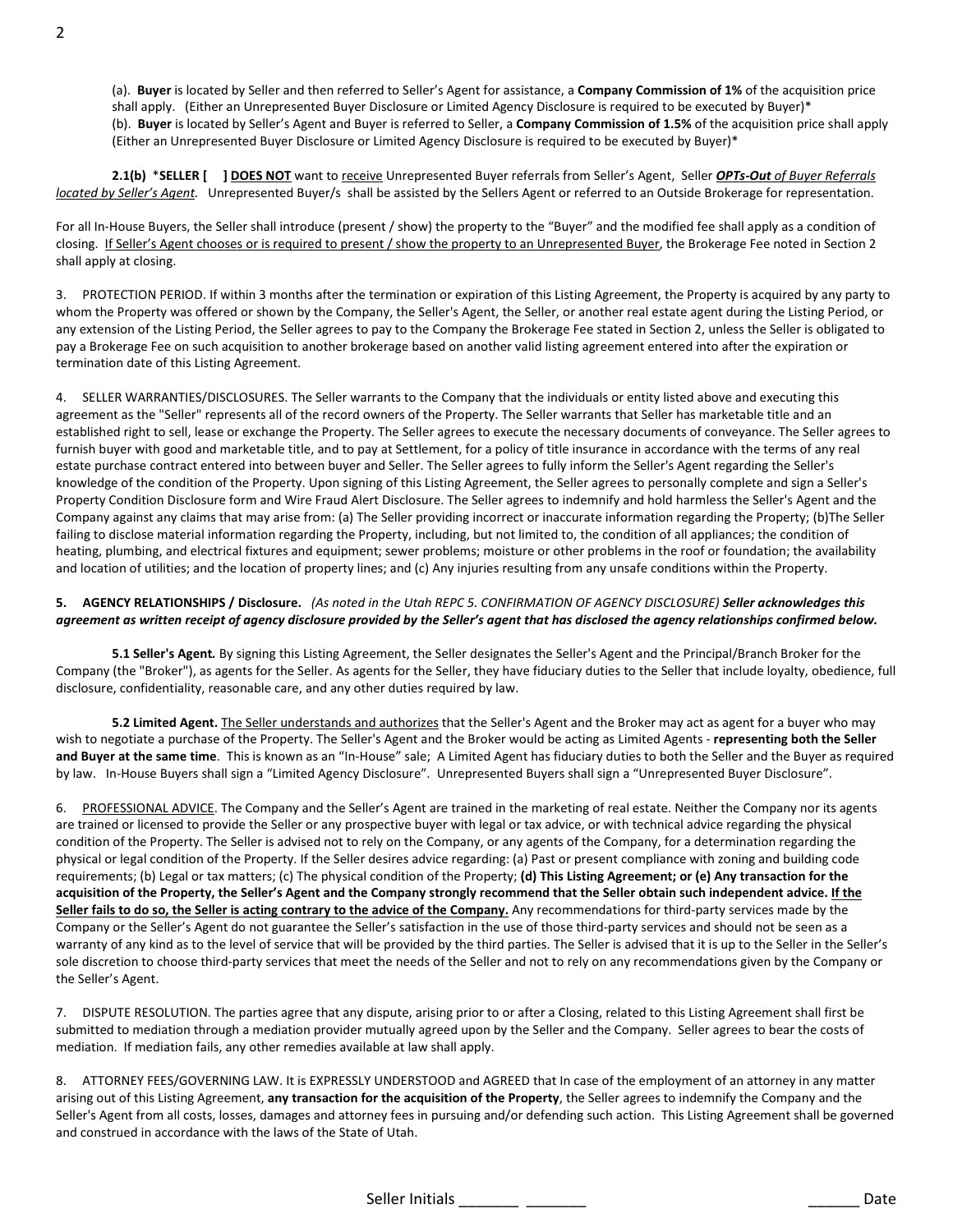(a). **Buyer** is located by Seller and then referred to Seller's Agent for assistance, a **Company Commission of 1%** of the acquisition price shall apply. (Either an Unrepresented Buyer Disclosure or Limited Agency Disclosure is required to be executed by Buyer)*
(b). **Buyer** is located by Seller's Agent and Buyer is referred to Seller, a **Company Commission of 1.5%** of the acquisition price shall apply (Either an Unrepresented Buyer Disclosure or Limited Agency Disclosure is required to be executed by Buyer)*

**2.1(b)** *__SELLER [ ] DOES NOT__ want to <u>receive</u> Unrepresented Buyer referrals from Seller's Agent, Seller ***<u>OPTs-Out</u>*** *<u>of Buyer Referrals located by Seller's Agent</u>.* Unrepresented Buyer/s shall be assisted by the Sellers Agent or referred to an Outside Brokerage for representation.

For all In-House Buyers, the Seller shall introduce (present / show) the property to the "Buyer" and the modified fee shall apply as a condition of closing. <u>If Seller's Agent chooses or is required to present / show the property to an Unrepresented Buyer</u>, the Brokerage Fee noted in Section 2 shall apply at closing.

3. PROTECTION PERIOD. If within 3 months after the termination or expiration of this Listing Agreement, the Property is acquired by any party to whom the Property was offered or shown by the Company, the Seller's Agent, the Seller, or another real estate agent during the Listing Period, or any extension of the Listing Period, the Seller agrees to pay to the Company the Brokerage Fee stated in Section 2, unless the Seller is obligated to pay a Brokerage Fee on such acquisition to another brokerage based on another valid listing agreement entered into after the expiration or termination date of this Listing Agreement.

4. SELLER WARRANTIES/DISCLOSURES. The Seller warrants to the Company that the individuals or entity listed above and executing this agreement as the "Seller" represents all of the record owners of the Property. The Seller warrants that Seller has marketable title and an established right to sell, lease or exchange the Property. The Seller agrees to execute the necessary documents of conveyance. The Seller agrees to furnish buyer with good and marketable title, and to pay at Settlement, for a policy of title insurance in accordance with the terms of any real estate purchase contract entered into between buyer and Seller. The Seller agrees to fully inform the Seller's Agent regarding the Seller's knowledge of the condition of the Property. Upon signing of this Listing Agreement, the Seller agrees to personally complete and sign a Seller's Property Condition Disclosure form and Wire Fraud Alert Disclosure. The Seller agrees to indemnify and hold harmless the Seller's Agent and the Company against any claims that may arise from: (a) The Seller providing incorrect or inaccurate information regarding the Property; (b)The Seller failing to disclose material information regarding the Property, including, but not limited to, the condition of all appliances; the condition of heating, plumbing, and electrical fixtures and equipment; sewer problems; moisture or other problems in the roof or foundation; the availability and location of utilities; and the location of property lines; and (c) Any injuries resulting from any unsafe conditions within the Property.

**5. AGENCY RELATIONSHIPS / Disclosure.** *(As noted in the Utah REPC 5. CONFIRMATION OF AGENCY DISCLOSURE)* ***Seller acknowledges this agreement as written receipt of agency disclosure provided by the Seller's agent that has disclosed the agency relationships confirmed below.***

**5.1 Seller's Agent***.* By signing this Listing Agreement, the Seller designates the Seller's Agent and the Principal/Branch Broker for the Company (the "Broker"), as agents for the Seller. As agents for the Seller, they have fiduciary duties to the Seller that include loyalty, obedience, full disclosure, confidentiality, reasonable care, and any other duties required by law.

**5.2 Limited Agent.** <u>The Seller understands and authorizes</u> that the Seller's Agent and the Broker may act as agent for a buyer who may wish to negotiate a purchase of the Property. The Seller's Agent and the Broker would be acting as Limited Agents - **representing both the Seller and Buyer at the same time**. This is known as an "In-House" sale; A Limited Agent has fiduciary duties to both the Seller and the Buyer as required by law. In-House Buyers shall sign a "Limited Agency Disclosure". Unrepresented Buyers shall sign a "Unrepresented Buyer Disclosure".

6. <u>PROFESSIONAL ADVICE</u>. The Company and the Seller's Agent are trained in the marketing of real estate. Neither the Company nor its agents are trained or licensed to provide the Seller or any prospective buyer with legal or tax advice, or with technical advice regarding the physical condition of the Property. The Seller is advised not to rely on the Company, or any agents of the Company, for a determination regarding the physical or legal condition of the Property. If the Seller desires advice regarding: (a) Past or present compliance with zoning and building code requirements; (b) Legal or tax matters; (c) The physical condition of the Property; **(d) This Listing Agreement; or (e) Any transaction for the acquisition of the Property, the Seller's Agent and the Company strongly recommend that the Seller obtain such independent advice. <u>If the Seller fails to do so, the Seller is acting contrary to the advice of the Company.</u>** Any recommendations for third-party services made by the Company or the Seller's Agent do not guarantee the Seller's satisfaction in the use of those third-party services and should not be seen as a warranty of any kind as to the level of service that will be provided by the third parties. The Seller is advised that it is up to the Seller in the Seller's sole discretion to choose third-party services that meet the needs of the Seller and not to rely on any recommendations given by the Company or the Seller's Agent.

7. DISPUTE RESOLUTION. The parties agree that any dispute, arising prior to or after a Closing, related to this Listing Agreement shall first be submitted to mediation through a mediation provider mutually agreed upon by the Seller and the Company. Seller agrees to bear the costs of mediation. If mediation fails, any other remedies available at law shall apply.

8. ATTORNEY FEES/GOVERNING LAW. It is EXPRESSLY UNDERSTOOD and AGREED that In case of the employment of an attorney in any matter arising out of this Listing Agreement, **any transaction for the acquisition of the Property**, the Seller agrees to indemnify the Company and the Seller's Agent from all costs, losses, damages and attorney fees in pursuing and/or defending such action. This Listing Agreement shall be governed and construed in accordance with the laws of the State of Utah.

Seller Initials _______ _______ ______ Date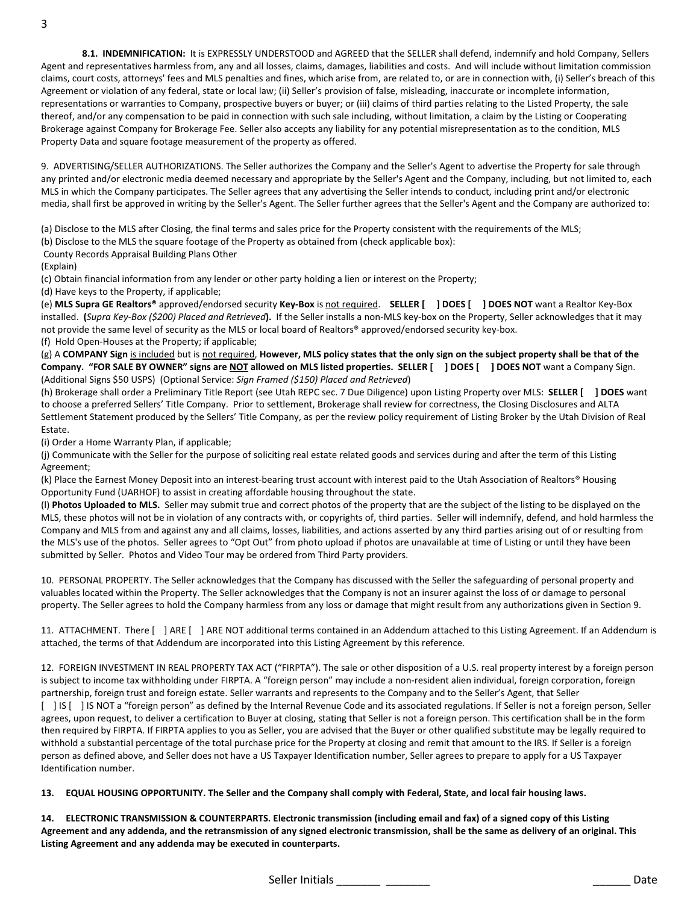**8.1. INDEMNIFICATION:** It is EXPRESSLY UNDERSTOOD and AGREED that the SELLER shall defend, indemnify and hold Company, Sellers Agent and representatives harmless from, any and all losses, claims, damages, liabilities and costs. And will include without limitation commission claims, court costs, attorneys' fees and MLS penalties and fines, which arise from, are related to, or are in connection with, (i) Seller's breach of this Agreement or violation of any federal, state or local law; (ii) Seller's provision of false, misleading, inaccurate or incomplete information, representations or warranties to Company, prospective buyers or buyer; or (iii) claims of third parties relating to the Listed Property, the sale thereof, and/or any compensation to be paid in connection with such sale including, without limitation, a claim by the Listing or Cooperating Brokerage against Company for Brokerage Fee. Seller also accepts any liability for any potential misrepresentation as to the condition, MLS Property Data and square footage measurement of the property as offered.

9. ADVERTISING/SELLER AUTHORIZATIONS. The Seller authorizes the Company and the Seller's Agent to advertise the Property for sale through any printed and/or electronic media deemed necessary and appropriate by the Seller's Agent and the Company, including, but not limited to, each MLS in which the Company participates. The Seller agrees that any advertising the Seller intends to conduct, including print and/or electronic media, shall first be approved in writing by the Seller's Agent. The Seller further agrees that the Seller's Agent and the Company are authorized to:

(a) Disclose to the MLS after Closing, the final terms and sales price for the Property consistent with the requirements of the MLS;
(b) Disclose to the MLS the square footage of the Property as obtained from (check applicable box):
County Records Appraisal Building Plans Other
(Explain)
(c) Obtain financial information from any lender or other party holding a lien or interest on the Property;
(d) Have keys to the Property, if applicable;
(e) **MLS Supra GE Realtors®** approved/endorsed security **Key-Box** is not required. **SELLER [ ] DOES [ ] DOES NOT** want a Realtor Key-Box installed. **(***Supra Key-Box ($200) Placed and Retrieved***).** If the Seller installs a non-MLS key-box on the Property, Seller acknowledges that it may not provide the same level of security as the MLS or local board of Realtors® approved/endorsed security key-box.
(f) Hold Open-Houses at the Property; if applicable;
(g) A **COMPANY Sign** is included but is not required, **However, MLS policy states that the only sign on the subject property shall be that of the Company. "FOR SALE BY OWNER" signs are NOT allowed on MLS listed properties. SELLER [ ] DOES [ ] DOES NOT** want a Company Sign. (Additional Signs $50 USPS) (Optional Service: *Sign Framed ($150) Placed and Retrieved*)
(h) Brokerage shall order a Preliminary Title Report (see Utah REPC sec. 7 Due Diligence) upon Listing Property over MLS: **SELLER [ ] DOES** want to choose a preferred Sellers' Title Company. Prior to settlement, Brokerage shall review for correctness, the Closing Disclosures and ALTA Settlement Statement produced by the Sellers' Title Company, as per the review policy requirement of Listing Broker by the Utah Division of Real Estate.
(i) Order a Home Warranty Plan, if applicable;
(j) Communicate with the Seller for the purpose of soliciting real estate related goods and services during and after the term of this Listing Agreement;
(k) Place the Earnest Money Deposit into an interest-bearing trust account with interest paid to the Utah Association of Realtors® Housing Opportunity Fund (UARHOF) to assist in creating affordable housing throughout the state.
(l) **Photos Uploaded to MLS.** Seller may submit true and correct photos of the property that are the subject of the listing to be displayed on the MLS, these photos will not be in violation of any contracts with, or copyrights of, third parties. Seller will indemnify, defend, and hold harmless the Company and MLS from and against any and all claims, losses, liabilities, and actions asserted by any third parties arising out of or resulting from the MLS's use of the photos. Seller agrees to "Opt Out" from photo upload if photos are unavailable at time of Listing or until they have been submitted by Seller. Photos and Video Tour may be ordered from Third Party providers.

10. PERSONAL PROPERTY. The Seller acknowledges that the Company has discussed with the Seller the safeguarding of personal property and valuables located within the Property. The Seller acknowledges that the Company is not an insurer against the loss of or damage to personal property. The Seller agrees to hold the Company harmless from any loss or damage that might result from any authorizations given in Section 9.

11. ATTACHMENT. There [ ] ARE [ ] ARE NOT additional terms contained in an Addendum attached to this Listing Agreement. If an Addendum is attached, the terms of that Addendum are incorporated into this Listing Agreement by this reference.

12. FOREIGN INVESTMENT IN REAL PROPERTY TAX ACT ("FIRPTA"). The sale or other disposition of a U.S. real property interest by a foreign person is subject to income tax withholding under FIRPTA. A "foreign person" may include a non-resident alien individual, foreign corporation, foreign partnership, foreign trust and foreign estate. Seller warrants and represents to the Company and to the Seller's Agent, that Seller [ ] IS [ ] IS NOT a "foreign person" as defined by the Internal Revenue Code and its associated regulations. If Seller is not a foreign person, Seller agrees, upon request, to deliver a certification to Buyer at closing, stating that Seller is not a foreign person. This certification shall be in the form then required by FIRPTA. If FIRPTA applies to you as Seller, you are advised that the Buyer or other qualified substitute may be legally required to withhold a substantial percentage of the total purchase price for the Property at closing and remit that amount to the IRS. If Seller is a foreign person as defined above, and Seller does not have a US Taxpayer Identification number, Seller agrees to prepare to apply for a US Taxpayer Identification number.

**13. EQUAL HOUSING OPPORTUNITY. The Seller and the Company shall comply with Federal, State, and local fair housing laws.**

**14. ELECTRONIC TRANSMISSION & COUNTERPARTS. Electronic transmission (including email and fax) of a signed copy of this Listing Agreement and any addenda, and the retransmission of any signed electronic transmission, shall be the same as delivery of an original. This Listing Agreement and any addenda may be executed in counterparts.**

Seller Initials _______ _______ ______ Date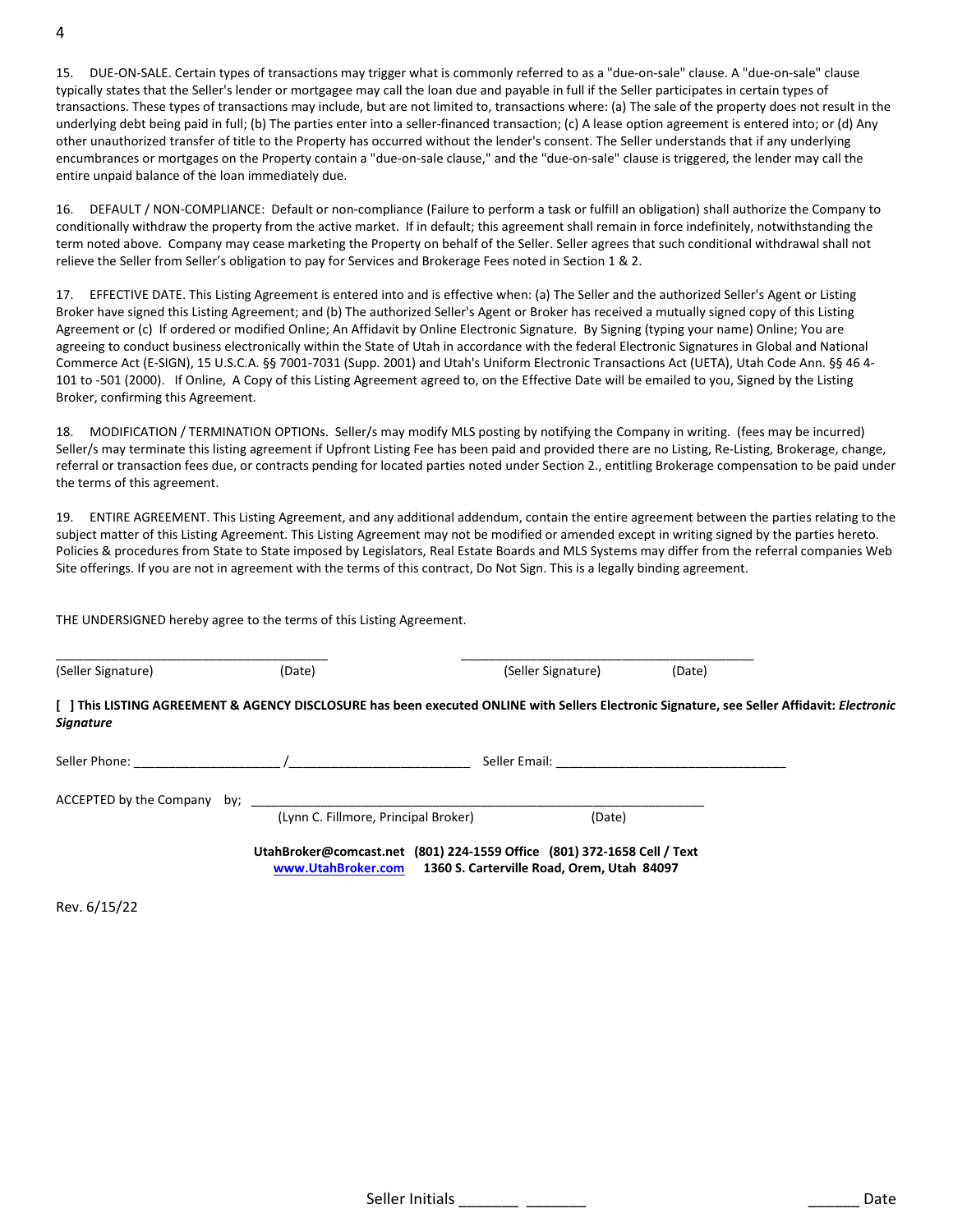15. DUE-ON-SALE. Certain types of transactions may trigger what is commonly referred to as a "due-on-sale" clause. A "due-on-sale" clause typically states that the Seller's lender or mortgagee may call the loan due and payable in full if the Seller participates in certain types of transactions. These types of transactions may include, but are not limited to, transactions where: (a) The sale of the property does not result in the underlying debt being paid in full; (b) The parties enter into a seller-financed transaction; (c) A lease option agreement is entered into; or (d) Any other unauthorized transfer of title to the Property has occurred without the lender's consent. The Seller understands that if any underlying encumbrances or mortgages on the Property contain a "due-on-sale clause," and the "due-on-sale" clause is triggered, the lender may call the entire unpaid balance of the loan immediately due.

16. DEFAULT / NON-COMPLIANCE: Default or non-compliance (Failure to perform a task or fulfill an obligation) shall authorize the Company to conditionally withdraw the property from the active market. If in default; this agreement shall remain in force indefinitely, notwithstanding the term noted above. Company may cease marketing the Property on behalf of the Seller. Seller agrees that such conditional withdrawal shall not relieve the Seller from Seller's obligation to pay for Services and Brokerage Fees noted in Section 1 & 2.

17. EFFECTIVE DATE. This Listing Agreement is entered into and is effective when: (a) The Seller and the authorized Seller's Agent or Listing Broker have signed this Listing Agreement; and (b) The authorized Seller's Agent or Broker has received a mutually signed copy of this Listing Agreement or (c) If ordered or modified Online; An Affidavit by Online Electronic Signature. By Signing (typing your name) Online; You are agreeing to conduct business electronically within the State of Utah in accordance with the federal Electronic Signatures in Global and National Commerce Act (E-SIGN), 15 U.S.C.A. §§ 7001-7031 (Supp. 2001) and Utah's Uniform Electronic Transactions Act (UETA), Utah Code Ann. §§ 46 4-101 to -501 (2000). If Online, A Copy of this Listing Agreement agreed to, on the Effective Date will be emailed to you, Signed by the Listing Broker, confirming this Agreement.

18. MODIFICATION / TERMINATION OPTIONs. Seller/s may modify MLS posting by notifying the Company in writing. (fees may be incurred) Seller/s may terminate this listing agreement if Upfront Listing Fee has been paid and provided there are no Listing, Re-Listing, Brokerage, change, referral or transaction fees due, or contracts pending for located parties noted under Section 2., entitling Brokerage compensation to be paid under the terms of this agreement.

19. ENTIRE AGREEMENT. This Listing Agreement, and any additional addendum, contain the entire agreement between the parties relating to the subject matter of this Listing Agreement. This Listing Agreement may not be modified or amended except in writing signed by the parties hereto. Policies & procedures from State to State imposed by Legislators, Real Estate Boards and MLS Systems may differ from the referral companies Web Site offerings. If you are not in agreement with the terms of this contract, Do Not Sign. This is a legally binding agreement.

THE UNDERSIGNED hereby agree to the terms of this Listing Agreement.

_______________________________________ &nbsp;&nbsp;&nbsp;&nbsp; _________________________________________
(Seller Signature) &nbsp;&nbsp;&nbsp; (Date) &nbsp;&nbsp;&nbsp;&nbsp;&nbsp;&nbsp;&nbsp; (Seller Signature) &nbsp;&nbsp;&nbsp; (Date)

**[ ] This LISTING AGREEMENT & AGENCY DISCLOSURE has been executed ONLINE with Sellers Electronic Signature, see Seller Affidavit: *Electronic Signature***

Seller Phone: _____________________ /_________________________ Seller Email: ________________________________

ACCEPTED by the Company by; _________________________________________________________________
(Lynn C. Fillmore, Principal Broker) &nbsp;&nbsp;&nbsp;&nbsp;&nbsp;&nbsp; (Date)

**UtahBroker@comcast.net (801) 224-1559 Office (801) 372-1658 Cell / Text**
**[www.UtahBroker.com](http://www.UtahBroker.com) 1360 S. Carterville Road, Orem, Utah 84097**

Rev. 6/15/22

Seller Initials _______ _______ &nbsp;&nbsp;&nbsp;&nbsp;&nbsp;&nbsp; ______ Date